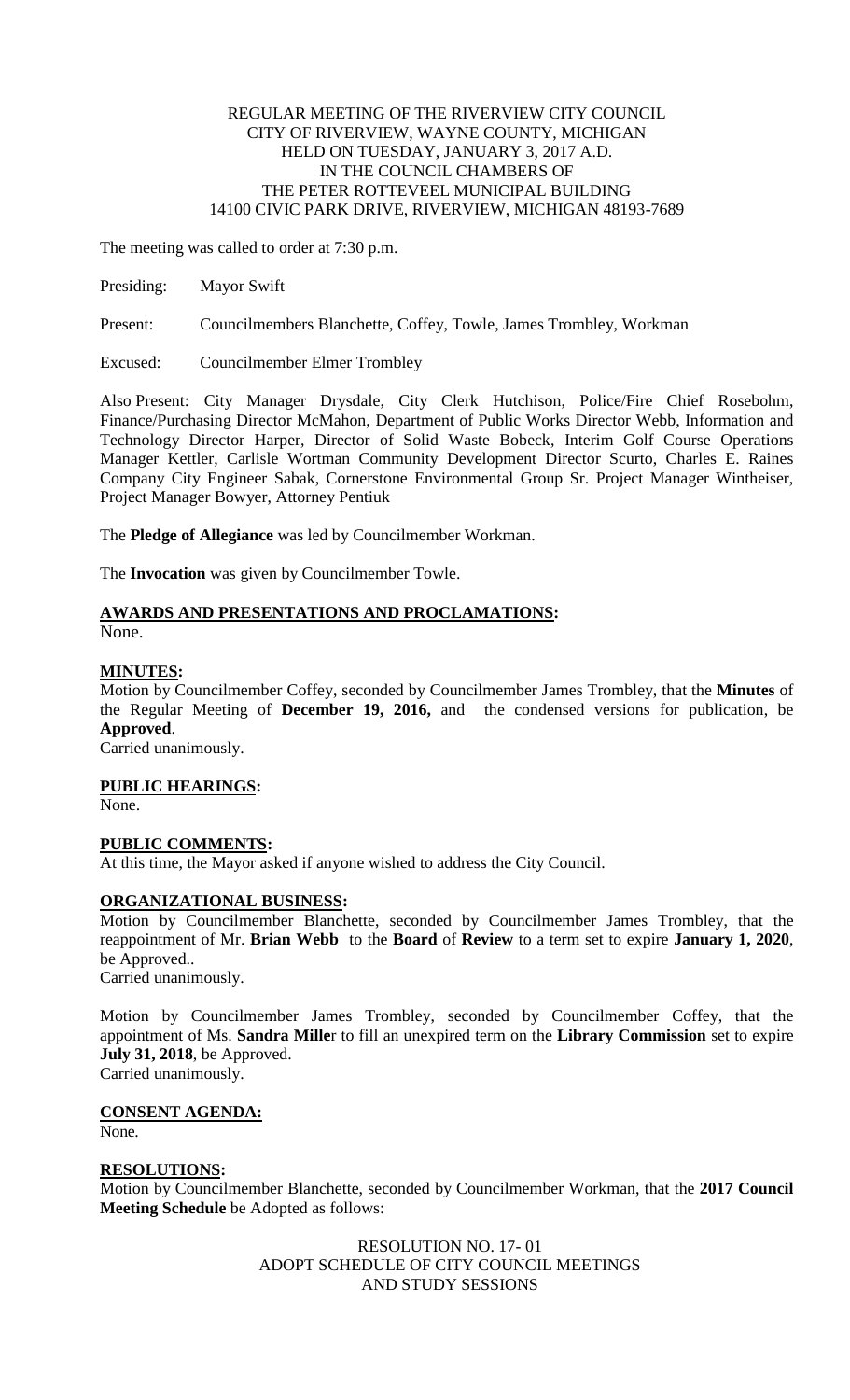REGULAR MEETING OF THE RIVERVIEW CITY COUNCIL
CITY OF RIVERVIEW, WAYNE COUNTY, MICHIGAN
HELD ON TUESDAY, JANUARY 3, 2017 A.D.
IN THE COUNCIL CHAMBERS OF
THE PETER ROTTEVEEL MUNICIPAL BUILDING
14100 CIVIC PARK DRIVE, RIVERVIEW, MICHIGAN 48193-7689

The meeting was called to order at 7:30 p.m.

Presiding: Mayor Swift

Present: Councilmembers Blanchette, Coffey, Towle, James Trombley, Workman

Excused: Councilmember Elmer Trombley

Also Present: City Manager Drysdale, City Clerk Hutchison, Police/Fire Chief Rosebohm, Finance/Purchasing Director McMahon, Department of Public Works Director Webb, Information and Technology Director Harper, Director of Solid Waste Bobeck, Interim Golf Course Operations Manager Kettler, Carlisle Wortman Community Development Director Scurto, Charles E. Raines Company City Engineer Sabak, Cornerstone Environmental Group Sr. Project Manager Wintheiser, Project Manager Bowyer, Attorney Pentiuk

The **Pledge of Allegiance** was led by Councilmember Workman.

The **Invocation** was given by Councilmember Towle.

**AWARDS AND PRESENTATIONS AND PROCLAMATIONS:**
None.

**MINUTES:**
Motion by Councilmember Coffey, seconded by Councilmember James Trombley, that the **Minutes** of the Regular Meeting of **December 19, 2016,** and the condensed versions for publication, be **Approved**.
Carried unanimously.

**PUBLIC HEARINGS:**
None.

**PUBLIC COMMENTS:**
At this time, the Mayor asked if anyone wished to address the City Council.

**ORGANIZATIONAL BUSINESS:**
Motion by Councilmember Blanchette, seconded by Councilmember James Trombley, that the reappointment of Mr. **Brian Webb** to the **Board** of **Review** to a term set to expire **January 1, 2020**, be Approved..
Carried unanimously.

Motion by Councilmember James Trombley, seconded by Councilmember Coffey, that the appointment of Ms. **Sandra Mille**r to fill an unexpired term on the **Library Commission** set to expire **July 31, 2018**, be Approved.
Carried unanimously.

**CONSENT AGENDA:**
None.

**RESOLUTIONS:**
Motion by Councilmember Blanchette, seconded by Councilmember Workman, that the **2017 Council Meeting Schedule** be Adopted as follows:

RESOLUTION NO. 17- 01
ADOPT SCHEDULE OF CITY COUNCIL MEETINGS
AND STUDY SESSIONS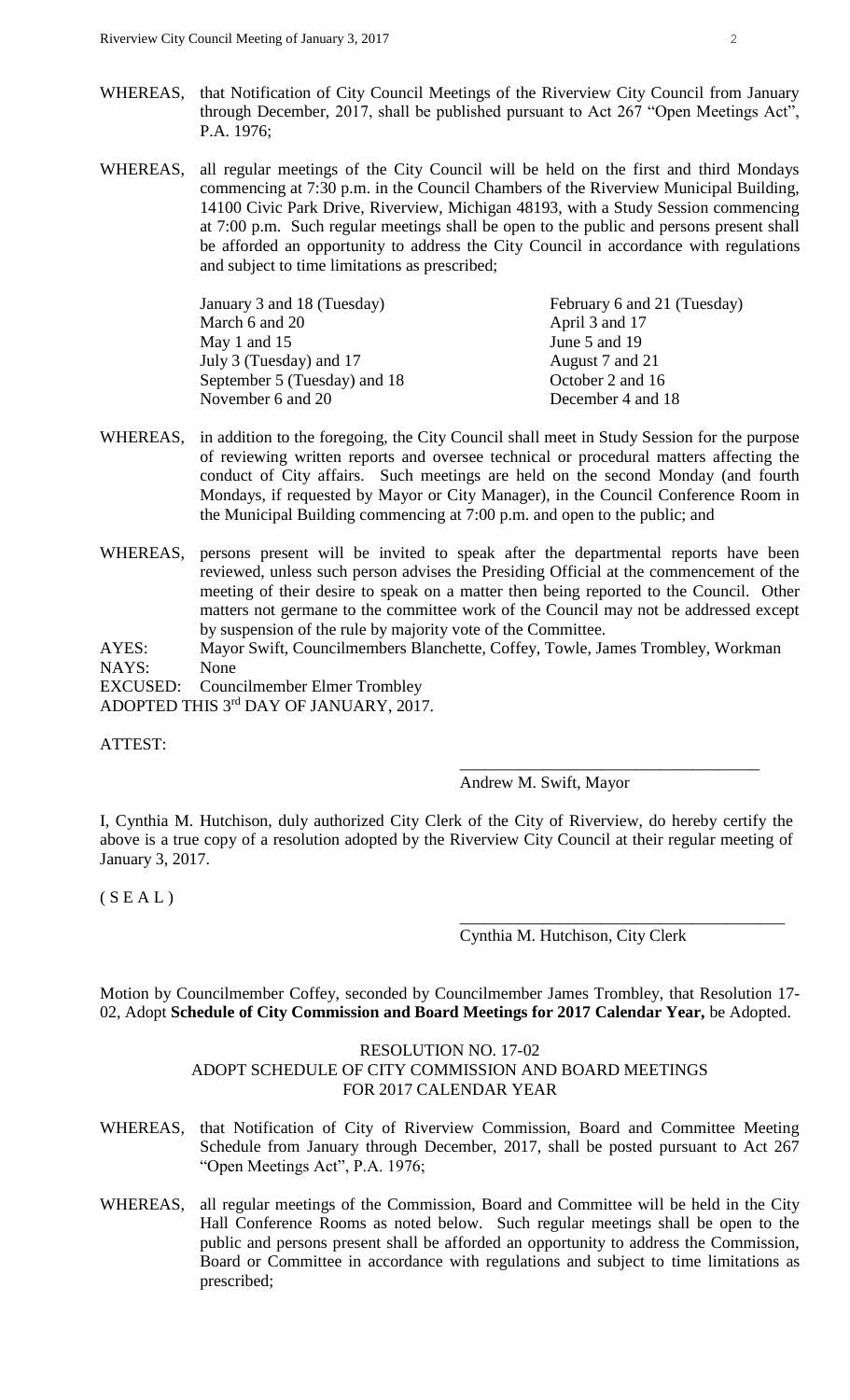WHEREAS, that Notification of City Council Meetings of the Riverview City Council from January through December, 2017, shall be published pursuant to Act 267 "Open Meetings Act", P.A. 1976;

WHEREAS, all regular meetings of the City Council will be held on the first and third Mondays commencing at 7:30 p.m. in the Council Chambers of the Riverview Municipal Building, 14100 Civic Park Drive, Riverview, Michigan 48193, with a Study Session commencing at 7:00 p.m. Such regular meetings shall be open to the public and persons present shall be afforded an opportunity to address the City Council in accordance with regulations and subject to time limitations as prescribed;

| | |
|---|---|
| January 3 and 18 (Tuesday) | February 6 and 21 (Tuesday) |
| March 6 and 20 | April 3 and 17 |
| May 1 and 15 | June 5 and 19 |
| July 3 (Tuesday) and 17 | August 7 and 21 |
| September 5 (Tuesday) and 18 | October 2 and 16 |
| November 6 and 20 | December 4 and 18 |

WHEREAS, in addition to the foregoing, the City Council shall meet in Study Session for the purpose of reviewing written reports and oversee technical or procedural matters affecting the conduct of City affairs. Such meetings are held on the second Monday (and fourth Mondays, if requested by Mayor or City Manager), in the Council Conference Room in the Municipal Building commencing at 7:00 p.m. and open to the public; and

WHEREAS, persons present will be invited to speak after the departmental reports have been reviewed, unless such person advises the Presiding Official at the commencement of the meeting of their desire to speak on a matter then being reported to the Council. Other matters not germane to the committee work of the Council may not be addressed except by suspension of the rule by majority vote of the Committee.

AYES: Mayor Swift, Councilmembers Blanchette, Coffey, Towle, James Trombley, Workman
NAYS: None
EXCUSED: Councilmember Elmer Trombley
ADOPTED THIS 3rd DAY OF JANUARY, 2017.

ATTEST:

\_\_\_\_\_\_\_\_\_\_\_\_\_\_\_\_\_\_\_\_\_\_\_\_\_\_\_\_\_\_\_\_\_\_\_\_
Andrew M. Swift, Mayor

I, Cynthia M. Hutchison, duly authorized City Clerk of the City of Riverview, do hereby certify the above is a true copy of a resolution adopted by the Riverview City Council at their regular meeting of January 3, 2017.

( S E A L )

\_\_\_\_\_\_\_\_\_\_\_\_\_\_\_\_\_\_\_\_\_\_\_\_\_\_\_\_\_\_\_\_\_\_\_\_
Cynthia M. Hutchison, City Clerk

Motion by Councilmember Coffey, seconded by Councilmember James Trombley, that Resolution 17-02, Adopt **Schedule of City Commission and Board Meetings for 2017 Calendar Year,** be Adopted.

RESOLUTION NO. 17-02
ADOPT SCHEDULE OF CITY COMMISSION AND BOARD MEETINGS
FOR 2017 CALENDAR YEAR

WHEREAS, that Notification of City of Riverview Commission, Board and Committee Meeting Schedule from January through December, 2017, shall be posted pursuant to Act 267 "Open Meetings Act", P.A. 1976;

WHEREAS, all regular meetings of the Commission, Board and Committee will be held in the City Hall Conference Rooms as noted below. Such regular meetings shall be open to the public and persons present shall be afforded an opportunity to address the Commission, Board or Committee in accordance with regulations and subject to time limitations as prescribed;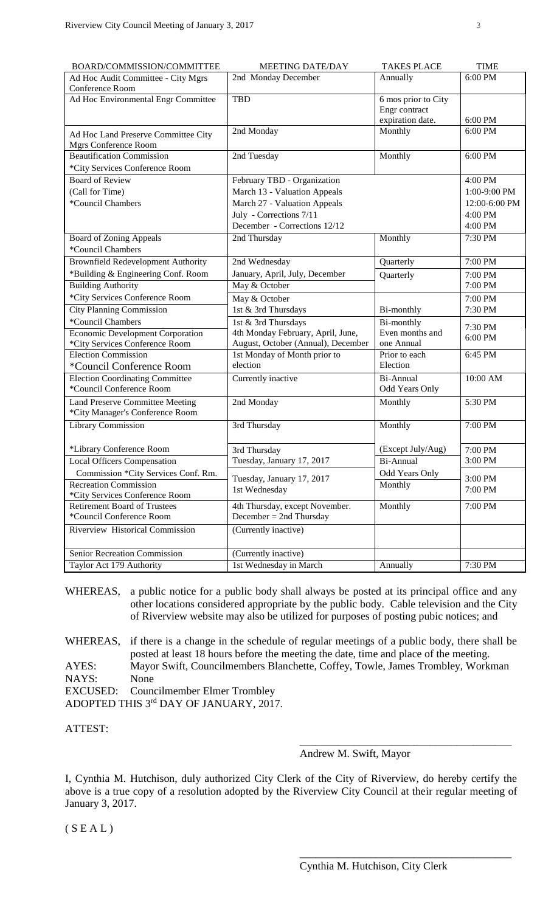| BOARD/COMMISSION/COMMITTEE | MEETING DATE/DAY | TAKES PLACE | TIME |
|---|---|---|---|
| Ad Hoc Audit Committee - City Mgrs Conference Room | 2nd Monday December | Annually | 6:00 PM |
| Ad Hoc Environmental Engr Committee | TBD | 6 mos prior to City Engr contract expiration date. | 6:00 PM |
| Ad Hoc Land Preserve Committee City Mgrs Conference Room | 2nd Monday | Monthly | 6:00 PM |
| Beautification Commission *City Services Conference Room | 2nd Tuesday | Monthly | 6:00 PM |
| Board of Review (Call for Time) *Council Chambers | February TBD - Organization<br>March 13 - Valuation Appeals<br>March 27 - Valuation Appeals<br>July - Corrections 7/11<br>December - Corrections 12/12 | | 4:00 PM<br>1:00-9:00 PM<br>12:00-6:00 PM<br>4:00 PM<br>4:00 PM |
| Board of Zoning Appeals *Council Chambers | 2nd Thursday | Monthly | 7:30 PM |
| Brownfield Redevelopment Authority | 2nd Wednesday | Quarterly | 7:00 PM |
| *Building & Engineering Conf. Room | January, April, July, December | Quarterly | 7:00 PM |
| Building Authority | May & October | | 7:00 PM |
| *City Services Conference Room | May & October | | 7:00 PM |
| City Planning Commission | 1st & 3rd Thursdays | Bi-monthly | 7:30 PM |
| *Council Chambers | 1st & 3rd Thursdays | Bi-monthly | 7:30 PM |
| Economic Development Corporation *City Services Conference Room | 4th Monday February, April, June, August, October (Annual), December | Even months and one Annual | 6:00 PM |
| Election Commission *Council Conference Room | 1st Monday of Month prior to election | Prior to each Election | 6:45 PM |
| Election Coordinating Committee *Council Conference Room | Currently inactive | Bi-Annual Odd Years Only | 10:00 AM |
| Land Preserve Committee Meeting *City Manager's Conference Room | 2nd Monday | Monthly | 5:30 PM |
| Library Commission | 3rd Thursday | Monthly | 7:00 PM |
| *Library Conference Room | 3rd Thursday | (Except July/Aug) | 7:00 PM |
| Local Officers Compensation | Tuesday, January 17, 2017 | Bi-Annual | 3:00 PM |
| Commission *City Services Conf. Rm. | Tuesday, January 17, 2017 | Odd Years Only | 3:00 PM |
| Recreation Commission *City Services Conference Room | 1st Wednesday | Monthly | 7:00 PM |
| Retirement Board of Trustees *Council Conference Room | 4th Thursday, except November. December = 2nd Thursday | Monthly | 7:00 PM |
| Riverview Historical Commission | (Currently inactive) | | |
| Senior Recreation Commission | (Currently inactive) | | |
| Taylor Act 179 Authority | 1st Wednesday in March | Annually | 7:30 PM |

WHEREAS, a public notice for a public body shall always be posted at its principal office and any other locations considered appropriate by the public body. Cable television and the City of Riverview website may also be utilized for purposes of posting pubic notices; and

WHEREAS, if there is a change in the schedule of regular meetings of a public body, there shall be posted at least 18 hours before the meeting the date, time and place of the meeting.

AYES: Mayor Swift, Councilmembers Blanchette, Coffey, Towle, James Trombley, Workman
NAYS: None
EXCUSED: Councilmember Elmer Trombley
ADOPTED THIS 3rd DAY OF JANUARY, 2017.

ATTEST:

\_\_\_\_\_\_\_\_\_\_\_\_\_\_\_\_\_\_\_\_\_\_\_\_\_\_\_\_\_\_\_\_\_\_\_\_\_\_
Andrew M. Swift, Mayor

I, Cynthia M. Hutchison, duly authorized City Clerk of the City of Riverview, do hereby certify the above is a true copy of a resolution adopted by the Riverview City Council at their regular meeting of January 3, 2017.

( S E A L )

\_\_\_\_\_\_\_\_\_\_\_\_\_\_\_\_\_\_\_\_\_\_\_\_\_\_\_\_\_\_\_\_\_\_\_\_\_\_
Cynthia M. Hutchison, City Clerk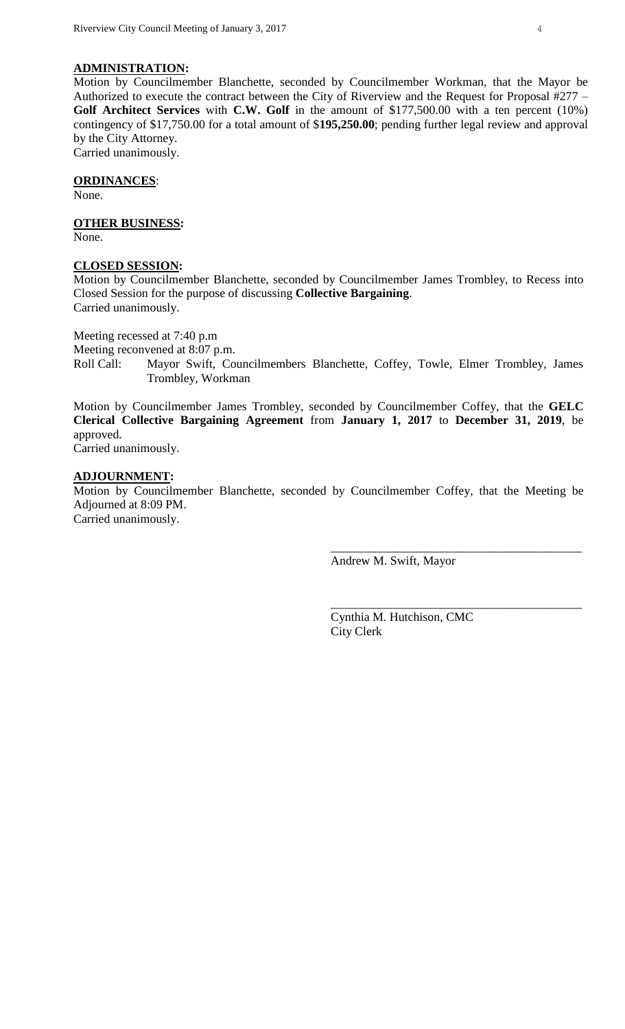**ADMINISTRATION:**

Motion by Councilmember Blanchette, seconded by Councilmember Workman, that the Mayor be Authorized to execute the contract between the City of Riverview and the Request for Proposal #277 – **Golf Architect Services** with **C.W. Golf** in the amount of $177,500.00 with a ten percent (10%) contingency of $17,750.00 for a total amount of $**195,250.00**; pending further legal review and approval by the City Attorney.
Carried unanimously.

**ORDINANCES**:

None.

**OTHER BUSINESS:**

None.

**CLOSED SESSION:**

Motion by Councilmember Blanchette, seconded by Councilmember James Trombley, to Recess into Closed Session for the purpose of discussing **Collective Bargaining**.
Carried unanimously.

Meeting recessed at 7:40 p.m
Meeting reconvened at 8:07 p.m.
Roll Call: Mayor Swift, Councilmembers Blanchette, Coffey, Towle, Elmer Trombley, James Trombley, Workman

Motion by Councilmember James Trombley, seconded by Councilmember Coffey, that the **GELC Clerical Collective Bargaining Agreement** from **January 1, 2017** to **December 31, 2019**, be approved.
Carried unanimously.

**ADJOURNMENT:**

Motion by Councilmember Blanchette, seconded by Councilmember Coffey, that the Meeting be Adjourned at 8:09 PM.
Carried unanimously.

\_\_\_\_\_\_\_\_\_\_\_\_\_\_\_\_\_\_\_\_\_\_\_\_\_\_\_\_\_\_\_\_\_\_\_\_\_\_\_\_

Andrew M. Swift, Mayor

\_\_\_\_\_\_\_\_\_\_\_\_\_\_\_\_\_\_\_\_\_\_\_\_\_\_\_\_\_\_\_\_\_\_\_\_\_\_\_\_

Cynthia M. Hutchison, CMC
City Clerk